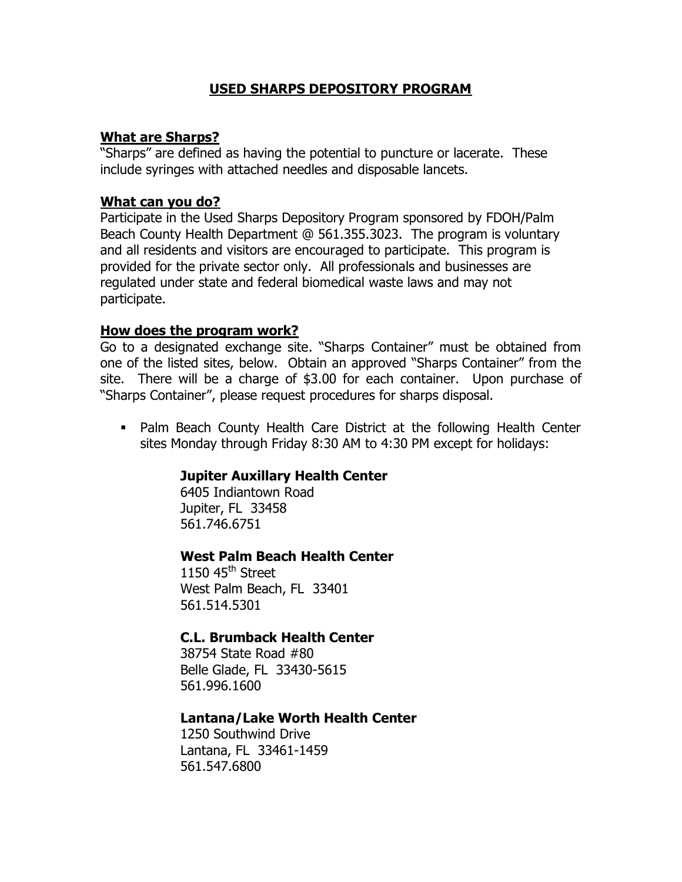# USED SHARPS DEPOSITORY PROGRAM

## What are Sharps?

"Sharps" are defined as having the potential to puncture or lacerate. These include syringes with attached needles and disposable lancets.

## What can you do?

Participate in the Used Sharps Depository Program sponsored by FDOH/Palm Beach County Health Department @ 561.355.3023. The program is voluntary and all residents and visitors are encouraged to participate. This program is provided for the private sector only. All professionals and businesses are regulated under state and federal biomedical waste laws and may not participate.

## How does the program work?

Go to a designated exchange site. "Sharps Container" must be obtained from one of the listed sites, below. Obtain an approved "Sharps Container" from the site. There will be a charge of $3.00 for each container. Upon purchase of "Sharps Container", please request procedures for sharps disposal.

- Palm Beach County Health Care District at the following Health Center sites Monday through Friday 8:30 AM to 4:30 PM except for holidays:

  **Jupiter Auxillary Health Center**
  6405 Indiantown Road
  Jupiter, FL 33458
  561.746.6751

  **West Palm Beach Health Center**
  1150 45th Street
  West Palm Beach, FL 33401
  561.514.5301

  **C.L. Brumback Health Center**
  38754 State Road #80
  Belle Glade, FL 33430-5615
  561.996.1600

  **Lantana/Lake Worth Health Center**
  1250 Southwind Drive
  Lantana, FL 33461-1459
  561.547.6800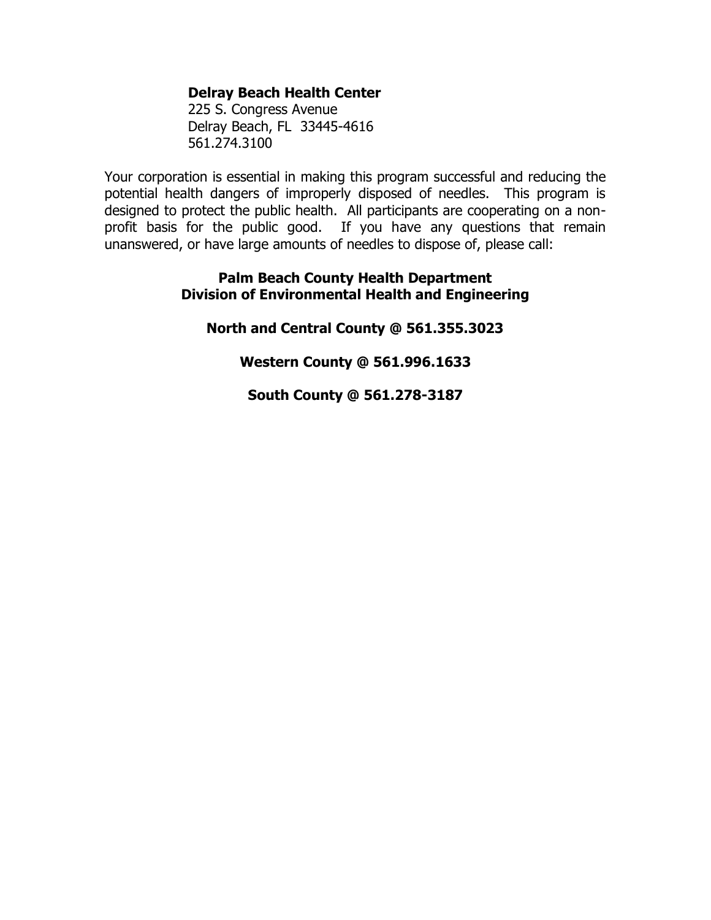**Delray Beach Health Center**
225 S. Congress Avenue
Delray Beach, FL  33445-4616
561.274.3100

Your corporation is essential in making this program successful and reducing the potential health dangers of improperly disposed of needles. This program is designed to protect the public health. All participants are cooperating on a non-profit basis for the public good. If you have any questions that remain unanswered, or have large amounts of needles to dispose of, please call:

**Palm Beach County Health Department**
**Division of Environmental Health and Engineering**

**North and Central County @ 561.355.3023**

**Western County @ 561.996.1633**

**South County @ 561.278-3187**